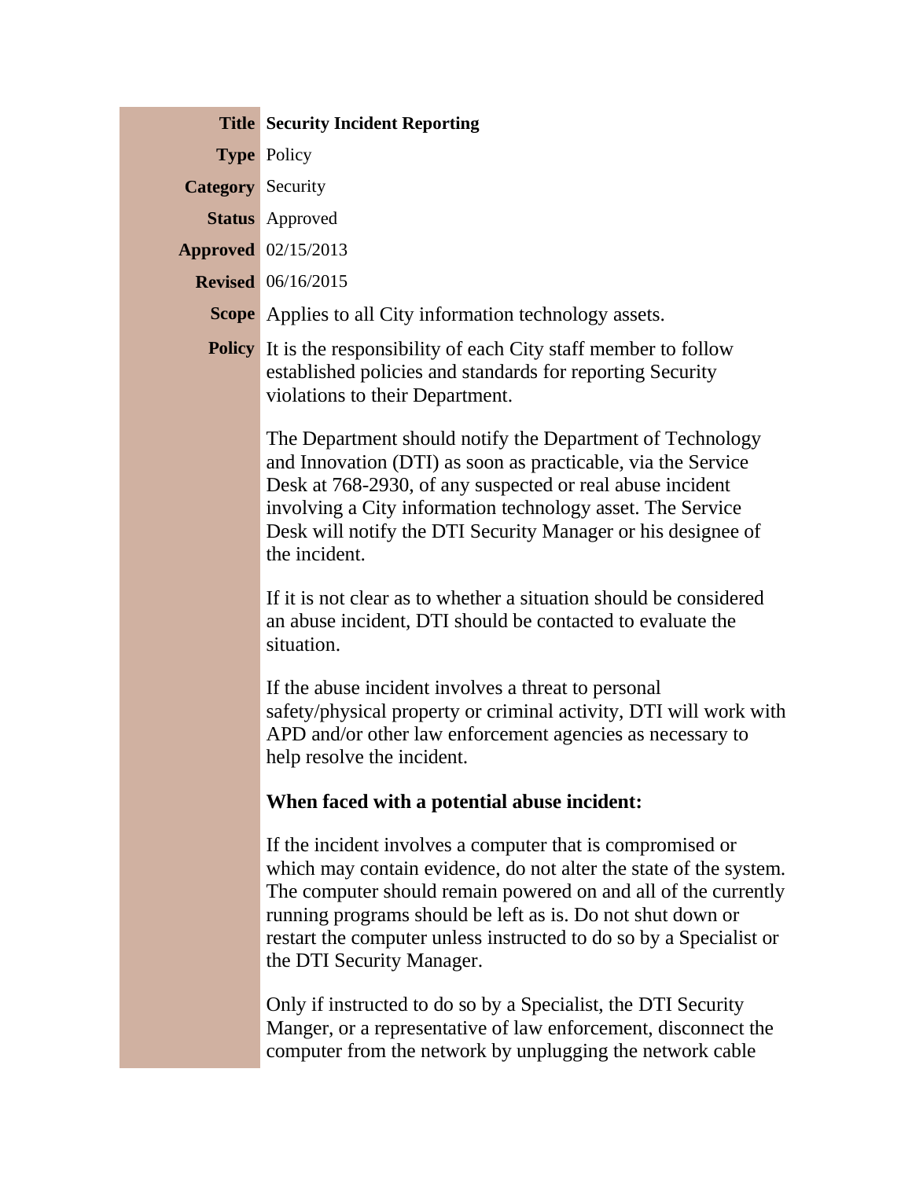| | |
|---|---|
| **Title** | **Security Incident Reporting** |
| **Type** | Policy |
| **Category** | Security |
| **Status** | Approved |
| **Approved** | 02/15/2013 |
| **Revised** | 06/16/2015 |
| **Scope** | Applies to all City information technology assets. |

**Policy**

It is the responsibility of each City staff member to follow established policies and standards for reporting Security violations to their Department.

The Department should notify the Department of Technology and Innovation (DTI) as soon as practicable, via the Service Desk at 768-2930, of any suspected or real abuse incident involving a City information technology asset. The Service Desk will notify the DTI Security Manager or his designee of the incident.

If it is not clear as to whether a situation should be considered an abuse incident, DTI should be contacted to evaluate the situation.

If the abuse incident involves a threat to personal safety/physical property or criminal activity, DTI will work with APD and/or other law enforcement agencies as necessary to help resolve the incident.

**When faced with a potential abuse incident:**

If the incident involves a computer that is compromised or which may contain evidence, do not alter the state of the system. The computer should remain powered on and all of the currently running programs should be left as is. Do not shut down or restart the computer unless instructed to do so by a Specialist or the DTI Security Manager.

Only if instructed to do so by a Specialist, the DTI Security Manger, or a representative of law enforcement, disconnect the computer from the network by unplugging the network cable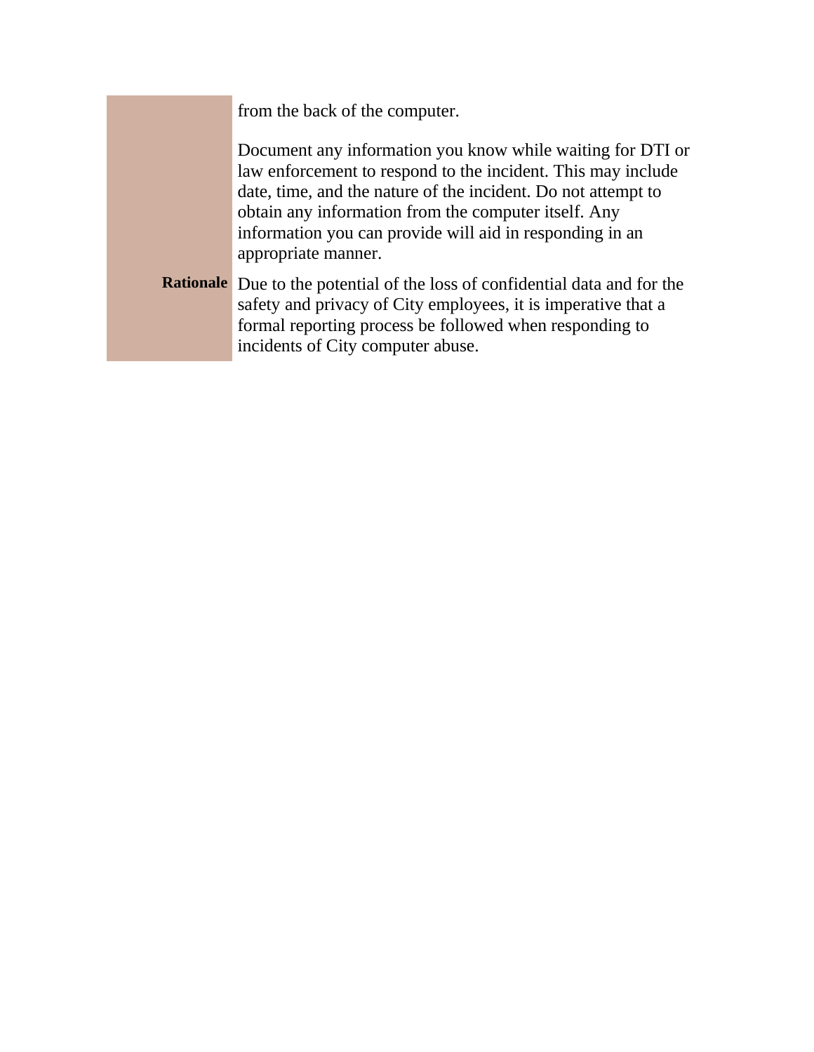from the back of the computer.

Document any information you know while waiting for DTI or law enforcement to respond to the incident. This may include date, time, and the nature of the incident. Do not attempt to obtain any information from the computer itself. Any information you can provide will aid in responding in an appropriate manner.

**Rationale** Due to the potential of the loss of confidential data and for the safety and privacy of City employees, it is imperative that a formal reporting process be followed when responding to incidents of City computer abuse.